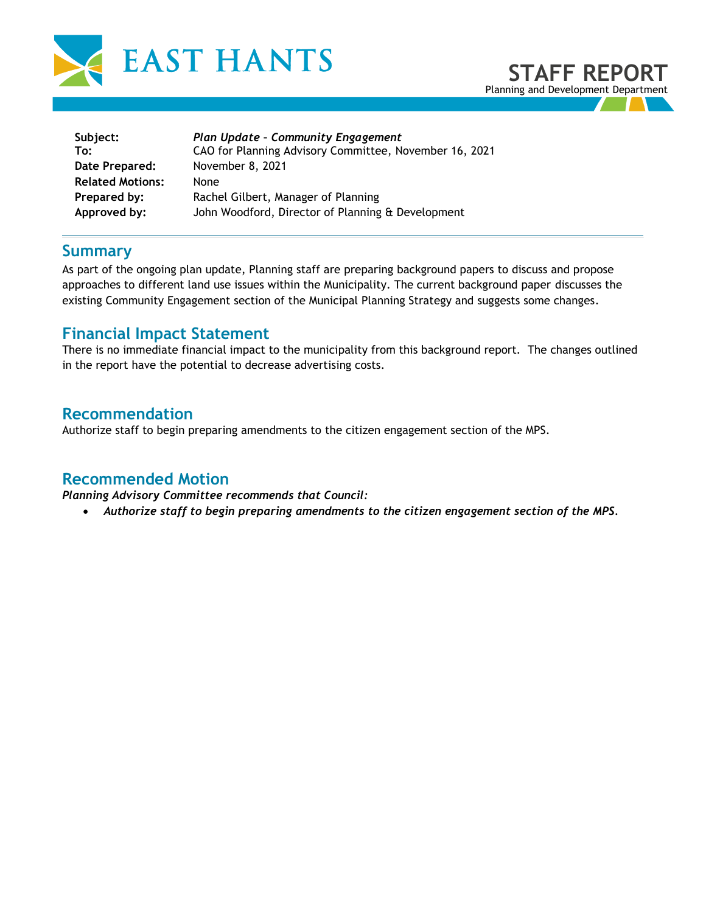EAST HANTS

# STAFF REPORT

Planning and Development Department

**Subject:** *Plan Update – Community Engagement*
**To:** CAO for Planning Advisory Committee, November 16, 2021
**Date Prepared:** November 8, 2021
**Related Motions:** None
**Prepared by:** Rachel Gilbert, Manager of Planning
**Approved by:** John Woodford, Director of Planning & Development

## Summary

As part of the ongoing plan update, Planning staff are preparing background papers to discuss and propose approaches to different land use issues within the Municipality. The current background paper discusses the existing Community Engagement section of the Municipal Planning Strategy and suggests some changes.

## Financial Impact Statement

There is no immediate financial impact to the municipality from this background report. The changes outlined in the report have the potential to decrease advertising costs.

## Recommendation

Authorize staff to begin preparing amendments to the citizen engagement section of the MPS.

## Recommended Motion

***Planning Advisory Committee recommends that Council:***

- ***Authorize staff to begin preparing amendments to the citizen engagement section of the MPS.***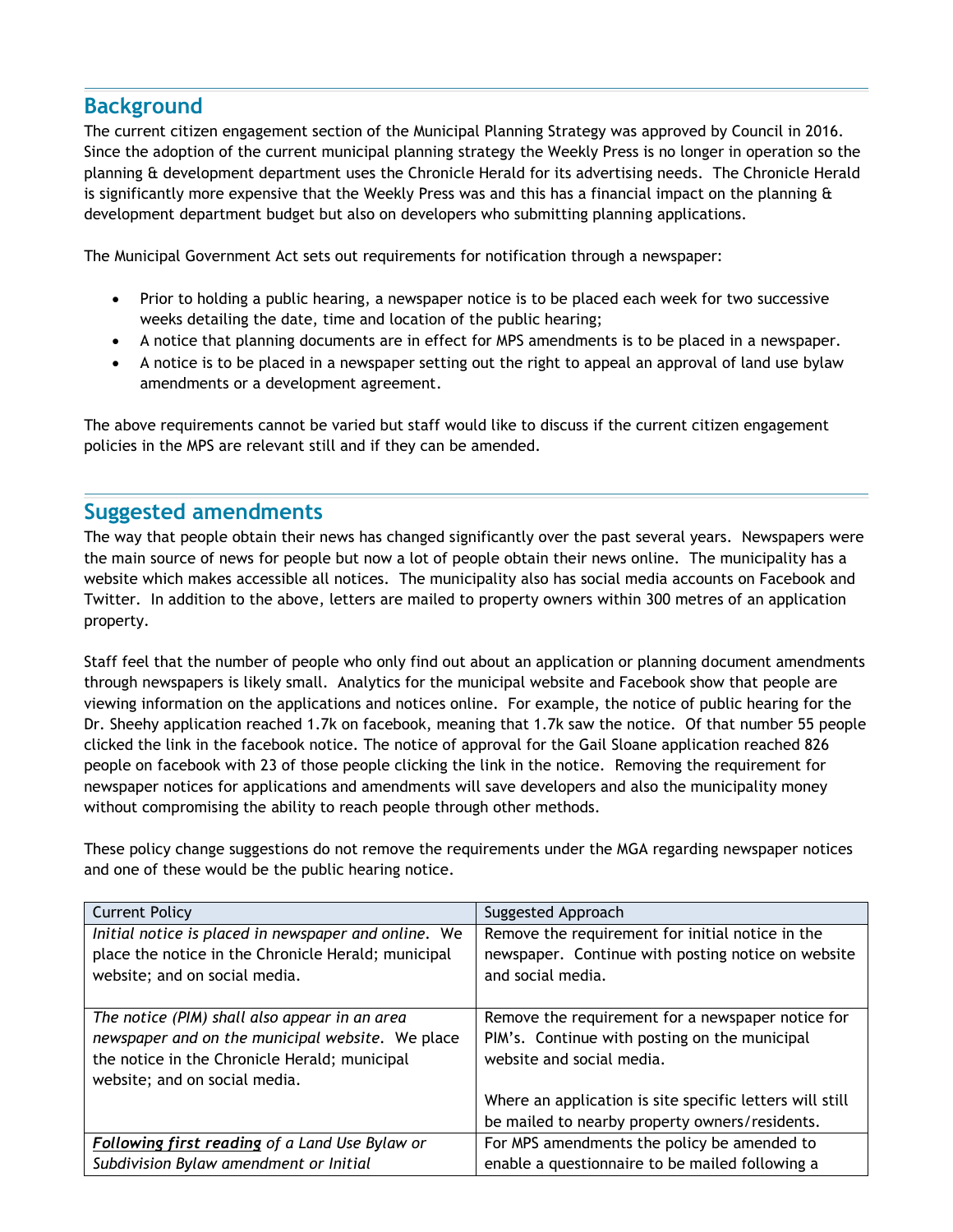## Background

The current citizen engagement section of the Municipal Planning Strategy was approved by Council in 2016. Since the adoption of the current municipal planning strategy the Weekly Press is no longer in operation so the planning & development department uses the Chronicle Herald for its advertising needs. The Chronicle Herald is significantly more expensive that the Weekly Press was and this has a financial impact on the planning & development department budget but also on developers who submitting planning applications.

The Municipal Government Act sets out requirements for notification through a newspaper:

- Prior to holding a public hearing, a newspaper notice is to be placed each week for two successive weeks detailing the date, time and location of the public hearing;
- A notice that planning documents are in effect for MPS amendments is to be placed in a newspaper.
- A notice is to be placed in a newspaper setting out the right to appeal an approval of land use bylaw amendments or a development agreement.

The above requirements cannot be varied but staff would like to discuss if the current citizen engagement policies in the MPS are relevant still and if they can be amended.

## Suggested amendments

The way that people obtain their news has changed significantly over the past several years. Newspapers were the main source of news for people but now a lot of people obtain their news online. The municipality has a website which makes accessible all notices. The municipality also has social media accounts on Facebook and Twitter. In addition to the above, letters are mailed to property owners within 300 metres of an application property.

Staff feel that the number of people who only find out about an application or planning document amendments through newspapers is likely small. Analytics for the municipal website and Facebook show that people are viewing information on the applications and notices online. For example, the notice of public hearing for the Dr. Sheehy application reached 1.7k on facebook, meaning that 1.7k saw the notice. Of that number 55 people clicked the link in the facebook notice. The notice of approval for the Gail Sloane application reached 826 people on facebook with 23 of those people clicking the link in the notice. Removing the requirement for newspaper notices for applications and amendments will save developers and also the municipality money without compromising the ability to reach people through other methods.

These policy change suggestions do not remove the requirements under the MGA regarding newspaper notices and one of these would be the public hearing notice.

| Current Policy | Suggested Approach |
|---|---|
| *Initial notice is placed in newspaper and online.* We place the notice in the Chronicle Herald; municipal website; and on social media. | Remove the requirement for initial notice in the newspaper. Continue with posting notice on website and social media. |
| *The notice (PIM) shall also appear in an area newspaper and on the municipal website.* We place the notice in the Chronicle Herald; municipal website; and on social media. | Remove the requirement for a newspaper notice for PIM's. Continue with posting on the municipal website and social media.<br><br>Where an application is site specific letters will still be mailed to nearby property owners/residents. |
| ***Following first reading*** *of a Land Use Bylaw or Subdivision Bylaw amendment or Initial* | For MPS amendments the policy be amended to enable a questionnaire to be mailed following a |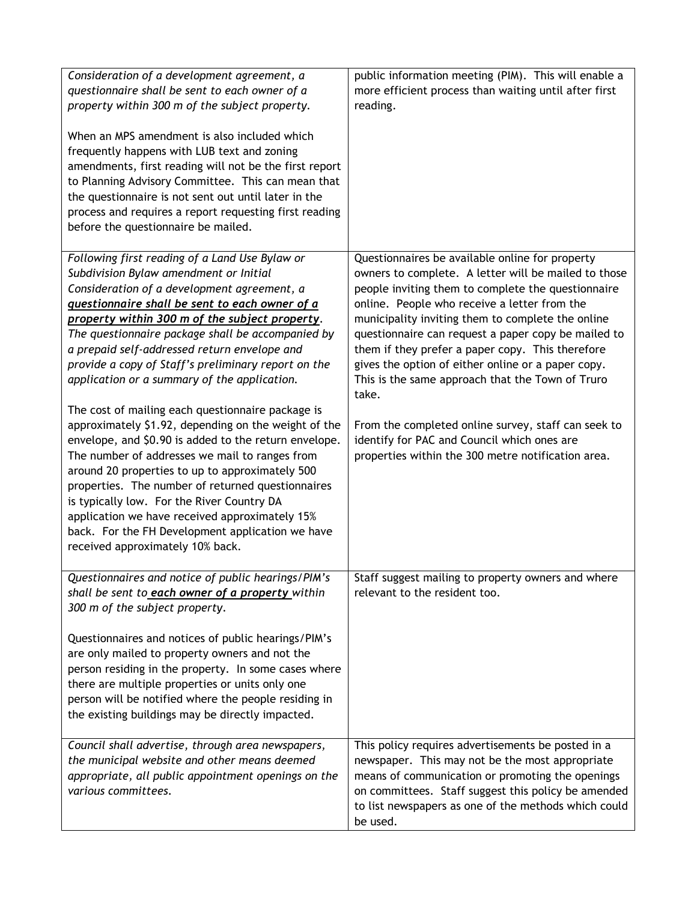| | |
|---|---|
| *Consideration of a development agreement, a questionnaire shall be sent to each owner of a property within 300 m of the subject property.*<br><br>When an MPS amendment is also included which frequently happens with LUB text and zoning amendments, first reading will not be the first report to Planning Advisory Committee. This can mean that the questionnaire is not sent out until later in the process and requires a report requesting first reading before the questionnaire be mailed. | public information meeting (PIM). This will enable a more efficient process than waiting until after first reading. |
| *Following first reading of a Land Use Bylaw or Subdivision Bylaw amendment or Initial Consideration of a development agreement, a* ***questionnaire shall be sent to each owner of a property within 300 m of the subject property****. The questionnaire package shall be accompanied by a prepaid self-addressed return envelope and provide a copy of Staff's preliminary report on the application or a summary of the application.*<br><br>The cost of mailing each questionnaire package is approximately $1.92, depending on the weight of the envelope, and $0.90 is added to the return envelope. The number of addresses we mail to ranges from around 20 properties to up to approximately 500 properties. The number of returned questionnaires is typically low. For the River Country DA application we have received approximately 15% back. For the FH Development application we have received approximately 10% back. | Questionnaires be available online for property owners to complete. A letter will be mailed to those people inviting them to complete the questionnaire online. People who receive a letter from the municipality inviting them to complete the online questionnaire can request a paper copy be mailed to them if they prefer a paper copy. This therefore gives the option of either online or a paper copy. This is the same approach that the Town of Truro take.<br><br>From the completed online survey, staff can seek to identify for PAC and Council which ones are properties within the 300 metre notification area. |
| *Questionnaires and notice of public hearings/PIM's shall be sent to* ***each owner of a property*** *within 300 m of the subject property.*<br><br>Questionnaires and notices of public hearings/PIM's are only mailed to property owners and not the person residing in the property. In some cases where there are multiple properties or units only one person will be notified where the people residing in the existing buildings may be directly impacted. | Staff suggest mailing to property owners and where relevant to the resident too. |
| *Council shall advertise, through area newspapers, the municipal website and other means deemed appropriate, all public appointment openings on the various committees.* | This policy requires advertisements be posted in a newspaper. This may not be the most appropriate means of communication or promoting the openings on committees. Staff suggest this policy be amended to list newspapers as one of the methods which could be used. |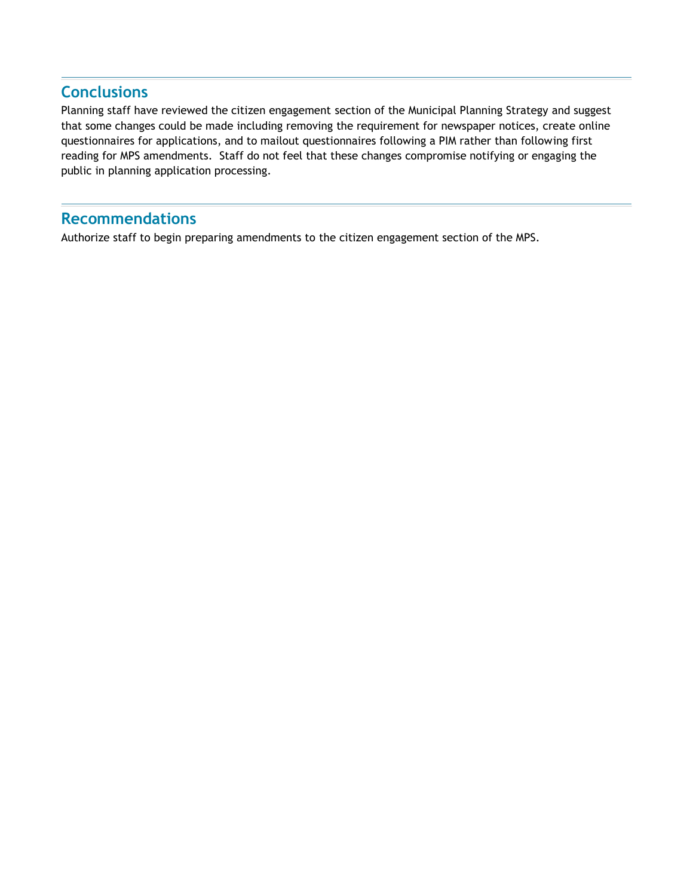## Conclusions

Planning staff have reviewed the citizen engagement section of the Municipal Planning Strategy and suggest that some changes could be made including removing the requirement for newspaper notices, create online questionnaires for applications, and to mailout questionnaires following a PIM rather than following first reading for MPS amendments. Staff do not feel that these changes compromise notifying or engaging the public in planning application processing.

## Recommendations

Authorize staff to begin preparing amendments to the citizen engagement section of the MPS.